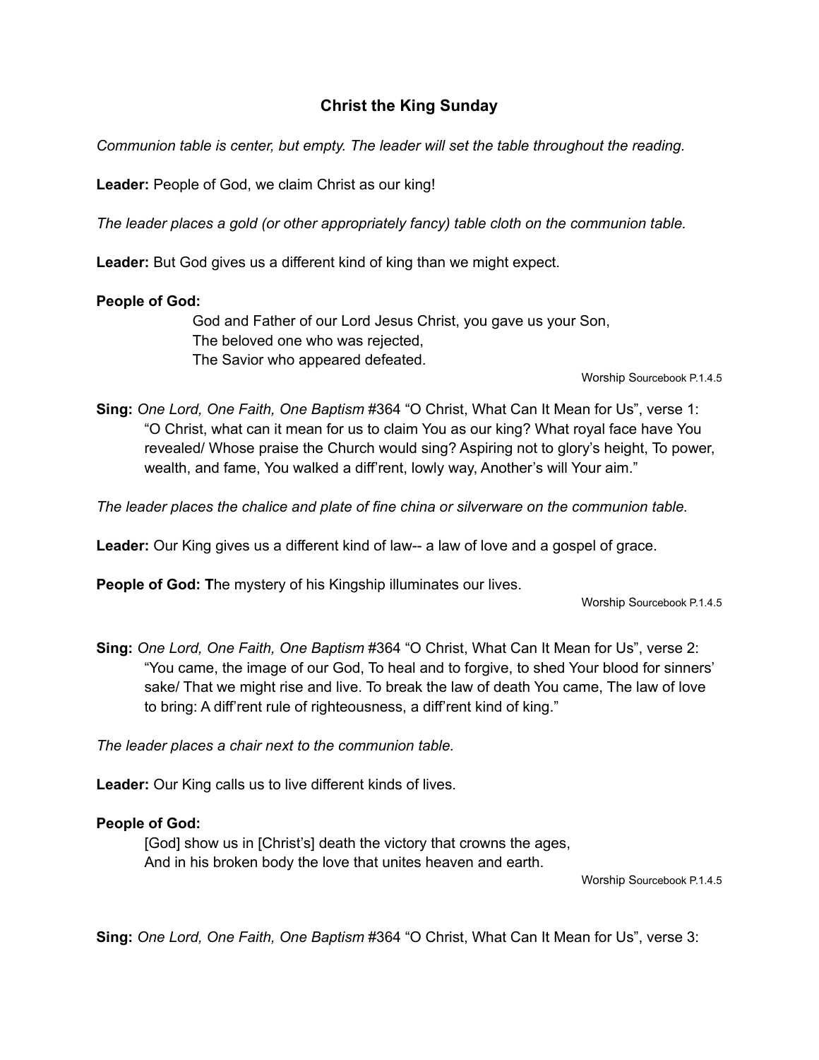# Christ the King Sunday

*Communion table is center, but empty. The leader will set the table throughout the reading.*

**Leader:** People of God, we claim Christ as our king!

*The leader places a gold (or other appropriately fancy) table cloth on the communion table.*

**Leader:** But God gives us a different kind of king than we might expect.

**People of God:**

> God and Father of our Lord Jesus Christ, you gave us your Son,
> The beloved one who was rejected,
> The Savior who appeared defeated.

Worship Sourcebook P.1.4.5

**Sing:** *One Lord, One Faith, One Baptism* #364 "O Christ, What Can It Mean for Us", verse 1: "O Christ, what can it mean for us to claim You as our king? What royal face have You revealed/ Whose praise the Church would sing? Aspiring not to glory's height, To power, wealth, and fame, You walked a diff'rent, lowly way, Another's will Your aim."

*The leader places the chalice and plate of fine china or silverware on the communion table.*

**Leader:** Our King gives us a different kind of law-- a law of love and a gospel of grace.

**People of God: T**he mystery of his Kingship illuminates our lives.

Worship Sourcebook P.1.4.5

**Sing:** *One Lord, One Faith, One Baptism* #364 "O Christ, What Can It Mean for Us", verse 2: "You came, the image of our God, To heal and to forgive, to shed Your blood for sinners' sake/ That we might rise and live. To break the law of death You came, The law of love to bring: A diff'rent rule of righteousness, a diff'rent kind of king."

*The leader places a chair next to the communion table.*

**Leader:** Our King calls us to live different kinds of lives.

**People of God:**

> [God] show us in [Christ's] death the victory that crowns the ages,
> And in his broken body the love that unites heaven and earth.

Worship Sourcebook P.1.4.5

**Sing:** *One Lord, One Faith, One Baptism* #364 "O Christ, What Can It Mean for Us", verse 3: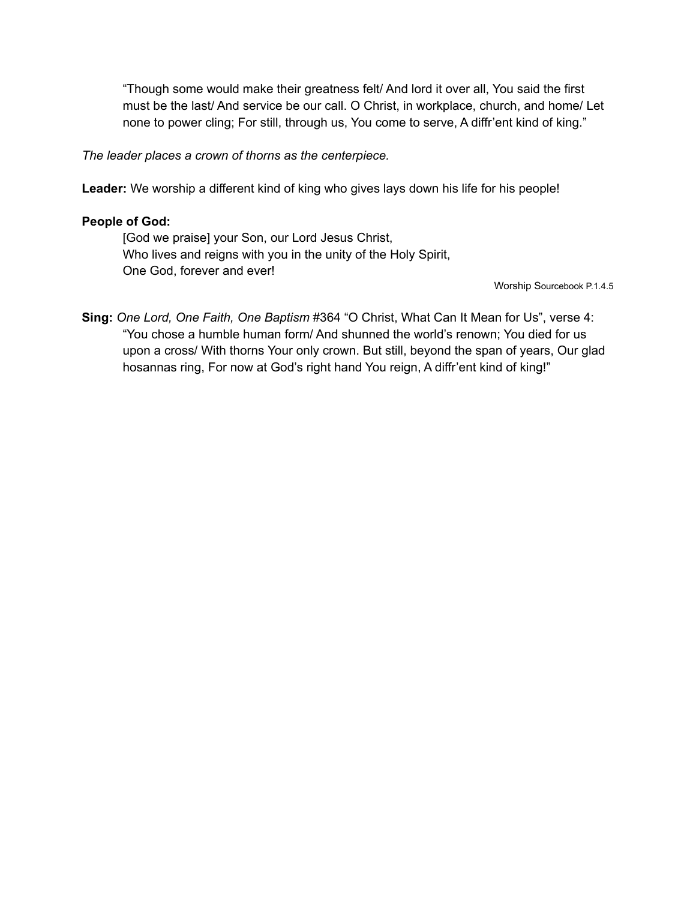> “Though some would make their greatness felt/ And lord it over all, You said the first must be the last/ And service be our call. O Christ, in workplace, church, and home/ Let none to power cling; For still, through us, You come to serve, A diffr’ent kind of king.”

*The leader places a crown of thorns as the centerpiece.*

**Leader:** We worship a different kind of king who gives lays down his life for his people!

**People of God:**

> [God we praise] your Son, our Lord Jesus Christ,
> Who lives and reigns with you in the unity of the Holy Spirit,
> One God, forever and ever!

Worship Sourcebook P.1.4.5

**Sing:** *One Lord, One Faith, One Baptism* #364 “O Christ, What Can It Mean for Us”, verse 4:

> “You chose a humble human form/ And shunned the world’s renown; You died for us upon a cross/ With thorns Your only crown. But still, beyond the span of years, Our glad hosannas ring, For now at God’s right hand You reign, A diffr’ent kind of king!”